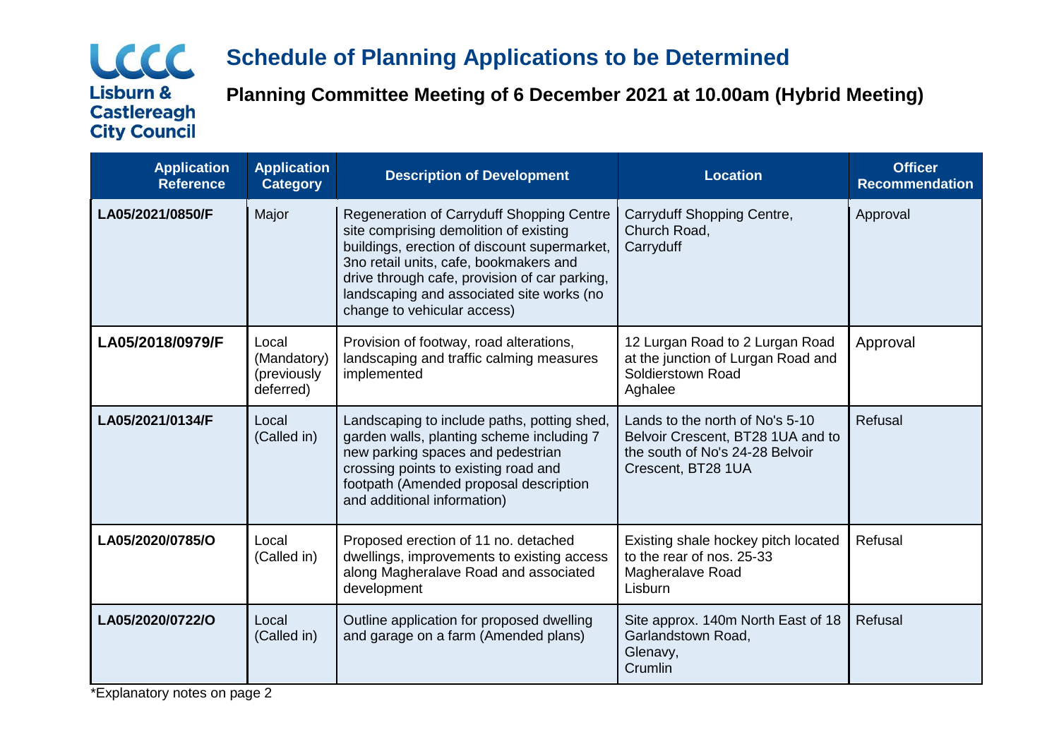Lisburn & Castlereagh City Council

# Schedule of Planning Applications to be Determined

## Planning Committee Meeting of 6 December 2021 at 10.00am (Hybrid Meeting)

| Application Reference | Application Category | Description of Development | Location | Officer Recommendation |
|---|---|---|---|---|
| **LA05/2021/0850/F** | Major | Regeneration of Carryduff Shopping Centre site comprising demolition of existing buildings, erection of discount supermarket, 3no retail units, cafe, bookmakers and drive through cafe, provision of car parking, landscaping and associated site works (no change to vehicular access) | Carryduff Shopping Centre, Church Road, Carryduff | Approval |
| **LA05/2018/0979/F** | Local (Mandatory) (previously deferred) | Provision of footway, road alterations, landscaping and traffic calming measures implemented | 12 Lurgan Road to 2 Lurgan Road at the junction of Lurgan Road and Soldierstown Road Aghalee | Approval |
| **LA05/2021/0134/F** | Local (Called in) | Landscaping to include paths, potting shed, garden walls, planting scheme including 7 new parking spaces and pedestrian crossing points to existing road and footpath (Amended proposal description and additional information) | Lands to the north of No's 5-10 Belvoir Crescent, BT28 1UA and to the south of No's 24-28 Belvoir Crescent, BT28 1UA | Refusal |
| **LA05/2020/0785/O** | Local (Called in) | Proposed erection of 11 no. detached dwellings, improvements to existing access along Magheralave Road and associated development | Existing shale hockey pitch located to the rear of nos. 25-33 Magheralave Road Lisburn | Refusal |
| **LA05/2020/0722/O** | Local (Called in) | Outline application for proposed dwelling and garage on a farm (Amended plans) | Site approx. 140m North East of 18 Garlandstown Road, Glenavy, Crumlin | Refusal |

*Explanatory notes on page 2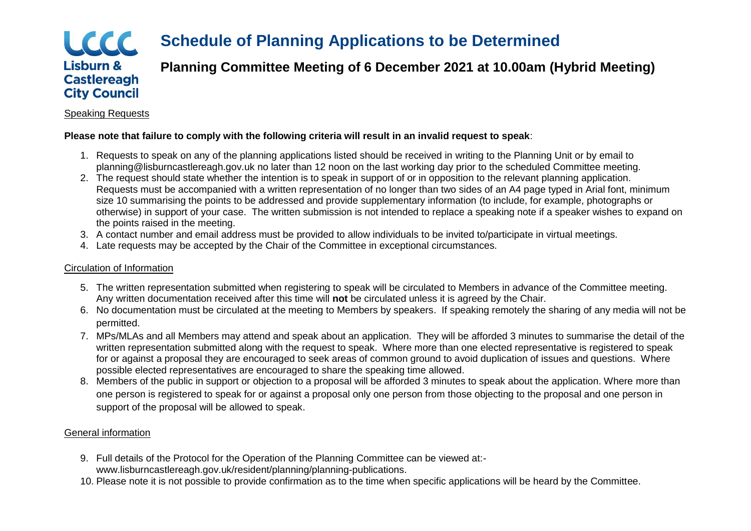LCCC Lisburn & Castlereagh City Council

# Schedule of Planning Applications to be Determined

## Planning Committee Meeting of 6 December 2021 at 10.00am (Hybrid Meeting)

Speaking Requests

**Please note that failure to comply with the following criteria will result in an invalid request to speak**:

1. Requests to speak on any of the planning applications listed should be received in writing to the Planning Unit or by email to planning@lisburncastlereagh.gov.uk no later than 12 noon on the last working day prior to the scheduled Committee meeting.
2. The request should state whether the intention is to speak in support of or in opposition to the relevant planning application. Requests must be accompanied with a written representation of no longer than two sides of an A4 page typed in Arial font, minimum size 10 summarising the points to be addressed and provide supplementary information (to include, for example, photographs or otherwise) in support of your case. The written submission is not intended to replace a speaking note if a speaker wishes to expand on the points raised in the meeting.
3. A contact number and email address must be provided to allow individuals to be invited to/participate in virtual meetings.
4. Late requests may be accepted by the Chair of the Committee in exceptional circumstances.

Circulation of Information

5. The written representation submitted when registering to speak will be circulated to Members in advance of the Committee meeting. Any written documentation received after this time will **not** be circulated unless it is agreed by the Chair.
6. No documentation must be circulated at the meeting to Members by speakers. If speaking remotely the sharing of any media will not be permitted.
7. MPs/MLAs and all Members may attend and speak about an application. They will be afforded 3 minutes to summarise the detail of the written representation submitted along with the request to speak. Where more than one elected representative is registered to speak for or against a proposal they are encouraged to seek areas of common ground to avoid duplication of issues and questions. Where possible elected representatives are encouraged to share the speaking time allowed.
8. Members of the public in support or objection to a proposal will be afforded 3 minutes to speak about the application. Where more than one person is registered to speak for or against a proposal only one person from those objecting to the proposal and one person in support of the proposal will be allowed to speak.

General information

9. Full details of the Protocol for the Operation of the Planning Committee can be viewed at:- www.lisburncastlereagh.gov.uk/resident/planning/planning-publications.
10. Please note it is not possible to provide confirmation as to the time when specific applications will be heard by the Committee.